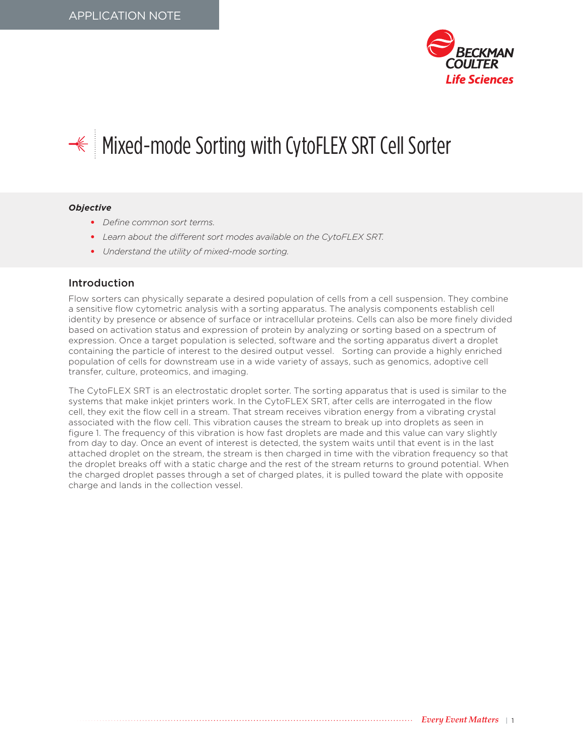APPLICATION NOTE

# Mixed-mode Sorting with CytoFLEX SRT Cell Sorter

***Objective***

- *Define common sort terms.*
- *Learn about the different sort modes available on the CytoFLEX SRT.*
- *Understand the utility of mixed-mode sorting.*

## Introduction

Flow sorters can physically separate a desired population of cells from a cell suspension. They combine a sensitive flow cytometric analysis with a sorting apparatus. The analysis components establish cell identity by presence or absence of surface or intracellular proteins. Cells can also be more finely divided based on activation status and expression of protein by analyzing or sorting based on a spectrum of expression. Once a target population is selected, software and the sorting apparatus divert a droplet containing the particle of interest to the desired output vessel. Sorting can provide a highly enriched population of cells for downstream use in a wide variety of assays, such as genomics, adoptive cell transfer, culture, proteomics, and imaging.

The CytoFLEX SRT is an electrostatic droplet sorter. The sorting apparatus that is used is similar to the systems that make inkjet printers work. In the CytoFLEX SRT, after cells are interrogated in the flow cell, they exit the flow cell in a stream. That stream receives vibration energy from a vibrating crystal associated with the flow cell. This vibration causes the stream to break up into droplets as seen in figure 1. The frequency of this vibration is how fast droplets are made and this value can vary slightly from day to day. Once an event of interest is detected, the system waits until that event is in the last attached droplet on the stream, the stream is then charged in time with the vibration frequency so that the droplet breaks off with a static charge and the rest of the stream returns to ground potential. When the charged droplet passes through a set of charged plates, it is pulled toward the plate with opposite charge and lands in the collection vessel.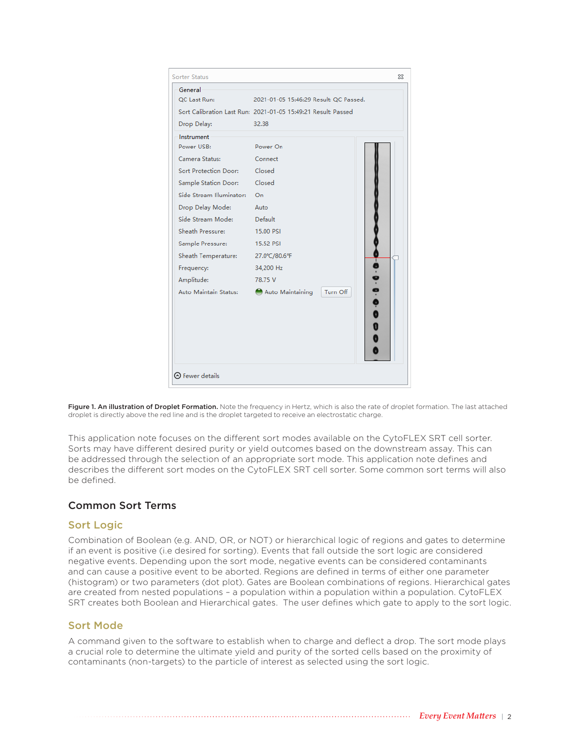| Sorter Status | |
| --- | --- |
| **General** | |
| QC Last Run: | 2021-01-05 15:46:29 Result: QC Passed. |
| Sort Calibration Last Run: | 2021-01-05 15:49:21 Result: Passed |
| Drop Delay: | 32.38 |
| **Instrument** | |
| Power USB: | Power On |
| Camera Status: | Connect |
| Sort Protection Door: | Closed |
| Sample Station Door: | Closed |
| Side Stream Illuminator: | On |
| Drop Delay Mode: | Auto |
| Side Stream Mode: | Default |
| Sheath Pressure: | 15.00 PSI |
| Sample Pressure: | 15.52 PSI |
| Sheath Temperature: | 27.0℃/80.6℉ |
| Frequency: | 34,200 Hz |
| Amplitude: | 78.75 V |
| Auto Maintain Status: | Auto Maintaining (Turn Off) |

Fewer details

**Figure 1. An illustration of Droplet Formation.** Note the frequency in Hertz, which is also the rate of droplet formation. The last attached droplet is directly above the red line and is the droplet targeted to receive an electrostatic charge.

This application note focuses on the different sort modes available on the CytoFLEX SRT cell sorter. Sorts may have different desired purity or yield outcomes based on the downstream assay. This can be addressed through the selection of an appropriate sort mode. This application note defines and describes the different sort modes on the CytoFLEX SRT cell sorter. Some common sort terms will also be defined.

## Common Sort Terms

### Sort Logic

Combination of Boolean (e.g. AND, OR, or NOT) or hierarchical logic of regions and gates to determine if an event is positive (i.e desired for sorting). Events that fall outside the sort logic are considered negative events. Depending upon the sort mode, negative events can be considered contaminants and can cause a positive event to be aborted. Regions are defined in terms of either one parameter (histogram) or two parameters (dot plot). Gates are Boolean combinations of regions. Hierarchical gates are created from nested populations – a population within a population within a population. CytoFLEX SRT creates both Boolean and Hierarchical gates. The user defines which gate to apply to the sort logic.

### Sort Mode

A command given to the software to establish when to charge and deflect a drop. The sort mode plays a crucial role to determine the ultimate yield and purity of the sorted cells based on the proximity of contaminants (non-targets) to the particle of interest as selected using the sort logic.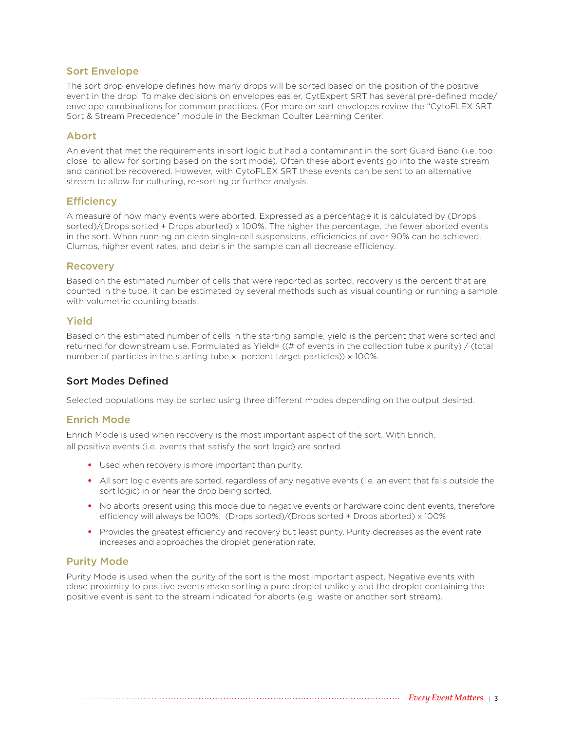### Sort Envelope

The sort drop envelope defines how many drops will be sorted based on the position of the positive event in the drop. To make decisions on envelopes easier, CytExpert SRT has several pre-defined mode/envelope combinations for common practices. (For more on sort envelopes review the "CytoFLEX SRT Sort & Stream Precedence" module in the Beckman Coulter Learning Center.

### Abort

An event that met the requirements in sort logic but had a contaminant in the sort Guard Band (i.e. too close to allow for sorting based on the sort mode). Often these abort events go into the waste stream and cannot be recovered. However, with CytoFLEX SRT these events can be sent to an alternative stream to allow for culturing, re-sorting or further analysis.

### Efficiency

A measure of how many events were aborted. Expressed as a percentage it is calculated by (Drops sorted)/(Drops sorted + Drops aborted) x 100%. The higher the percentage, the fewer aborted events in the sort. When running on clean single-cell suspensions, efficiencies of over 90% can be achieved. Clumps, higher event rates, and debris in the sample can all decrease efficiency.

### Recovery

Based on the estimated number of cells that were reported as sorted, recovery is the percent that are counted in the tube. It can be estimated by several methods such as visual counting or running a sample with volumetric counting beads.

### Yield

Based on the estimated number of cells in the starting sample, yield is the percent that were sorted and returned for downstream use. Formulated as Yield= ((# of events in the collection tube x purity) / (total number of particles in the starting tube x percent target particles)) x 100%.

## Sort Modes Defined

Selected populations may be sorted using three different modes depending on the output desired.

### Enrich Mode

Enrich Mode is used when recovery is the most important aspect of the sort. With Enrich, all positive events (i.e. events that satisfy the sort logic) are sorted.

- Used when recovery is more important than purity.
- All sort logic events are sorted, regardless of any negative events (i.e. an event that falls outside the sort logic) in or near the drop being sorted.
- No aborts present using this mode due to negative events or hardware coincident events, therefore efficiency will always be 100%. (Drops sorted)/(Drops sorted + Drops aborted) x 100%
- Provides the greatest efficiency and recovery but least purity. Purity decreases as the event rate increases and approaches the droplet generation rate.

### Purity Mode

Purity Mode is used when the purity of the sort is the most important aspect. Negative events with close proximity to positive events make sorting a pure droplet unlikely and the droplet containing the positive event is sent to the stream indicated for aborts (e.g. waste or another sort stream).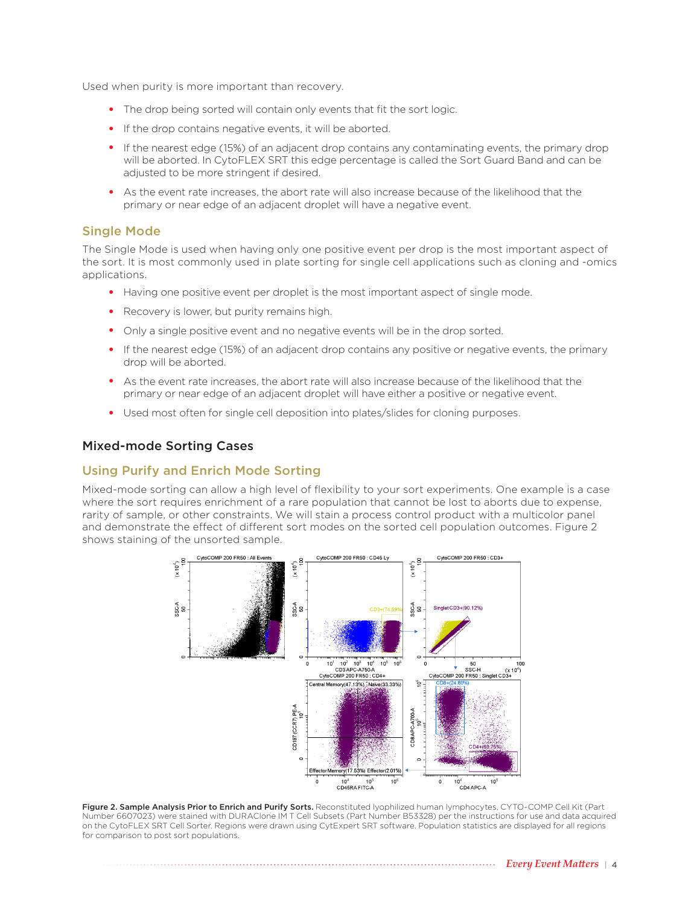Used when purity is more important than recovery.

- The drop being sorted will contain only events that fit the sort logic.
- If the drop contains negative events, it will be aborted.
- If the nearest edge (15%) of an adjacent drop contains any contaminating events, the primary drop will be aborted. In CytoFLEX SRT this edge percentage is called the Sort Guard Band and can be adjusted to be more stringent if desired.
- As the event rate increases, the abort rate will also increase because of the likelihood that the primary or near edge of an adjacent droplet will have a negative event.

## Single Mode

The Single Mode is used when having only one positive event per drop is the most important aspect of the sort. It is most commonly used in plate sorting for single cell applications such as cloning and -omics applications.

- Having one positive event per droplet is the most important aspect of single mode.
- Recovery is lower, but purity remains high.
- Only a single positive event and no negative events will be in the drop sorted.
- If the nearest edge (15%) of an adjacent drop contains any positive or negative events, the primary drop will be aborted.
- As the event rate increases, the abort rate will also increase because of the likelihood that the primary or near edge of an adjacent droplet will have either a positive or negative event.
- Used most often for single cell deposition into plates/slides for cloning purposes.

# Mixed-mode Sorting Cases

## Using Purify and Enrich Mode Sorting

Mixed-mode sorting can allow a high level of flexibility to your sort experiments. One example is a case where the sort requires enrichment of a rare population that cannot be lost to aborts due to expense, rarity of sample, or other constraints. We will stain a process control product with a multicolor panel and demonstrate the effect of different sort modes on the sorted cell population outcomes. Figure 2 shows staining of the unsorted sample.

**Figure 2. Sample Analysis Prior to Enrich and Purify Sorts.** Reconstituted lyophilized human lymphocytes, CYTO-COMP Cell Kit (Part Number 6607023) were stained with DURAClone IM T Cell Subsets (Part Number B53328) per the instructions for use and data acquired on the CytoFLEX SRT Cell Sorter. Regions were drawn using CytExpert SRT software. Population statistics are displayed for all regions for comparison to post sort populations.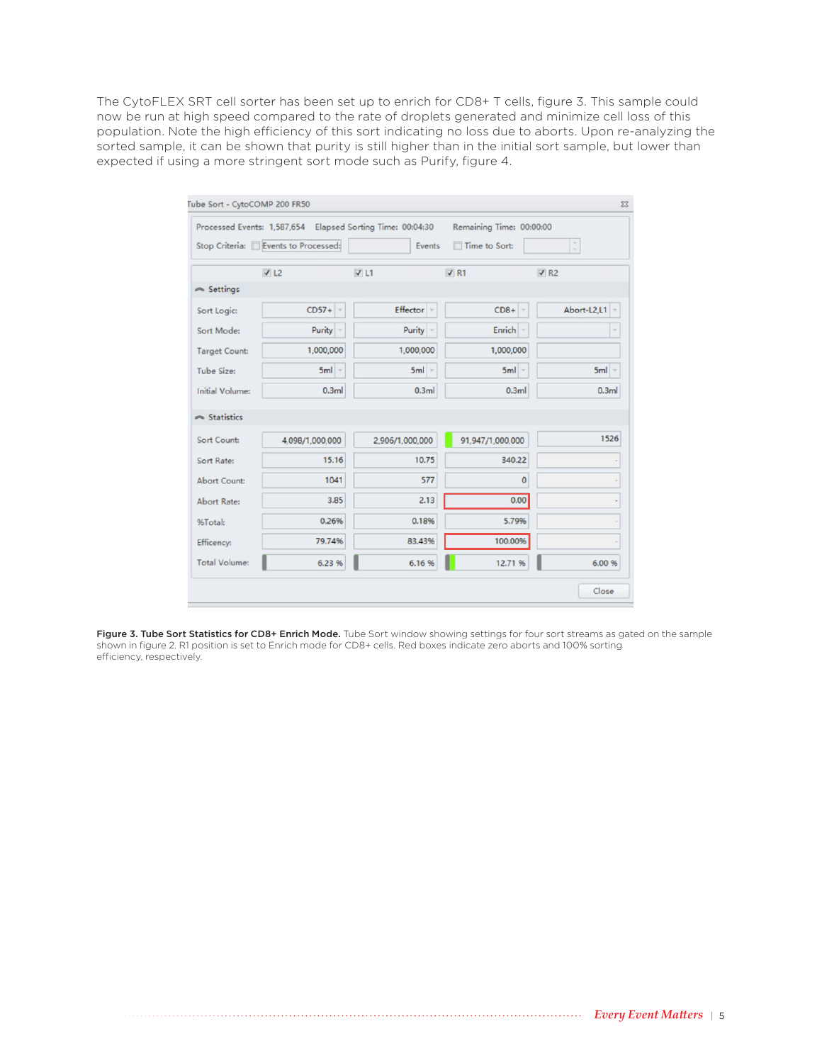The CytoFLEX SRT cell sorter has been set up to enrich for CD8+ T cells, figure 3. This sample could now be run at high speed compared to the rate of droplets generated and minimize cell loss of this population. Note the high efficiency of this sort indicating no loss due to aborts. Upon re-analyzing the sorted sample, it can be shown that purity is still higher than in the initial sort sample, but lower than expected if using a more stringent sort mode such as Purify, figure 4.

Tube Sort - CytoCOMP 200 FR50

Processed Events: 1,587,654 Elapsed Sorting Time: 00:04:30 Remaining Time: 00:00:00

Stop Criteria: Events to Processed: Events Time to Sort:

| | L2 | L1 | R1 | R2 |
|---|---|---|---|---|
| **Settings** | | | | |
| Sort Logic: | CD57+ | Effector | CD8+ | Abort-L2,L1 |
| Sort Mode: | Purity | Purity | Enrich | |
| Target Count: | 1,000,000 | 1,000,000 | 1,000,000 | |
| Tube Size: | 5ml | 5ml | 5ml | 5ml |
| Initial Volume: | 0.3ml | 0.3ml | 0.3ml | 0.3ml |
| **Statistics** | | | | |
| Sort Count: | 4,098/1,000,000 | 2,906/1,000,000 | 91,947/1,000,000 | 1526 |
| Sort Rate: | 15.16 | 10.75 | 340.22 | - |
| Abort Count: | 1041 | 577 | 0 | - |
| Abort Rate: | 3.85 | 2.13 | 0.00 | - |
| %Total: | 0.26% | 0.18% | 5.79% | - |
| Efficency: | 79.74% | 83.43% | 100.00% | - |
| Total Volume: | 6.23 % | 6.16 % | 12.71 % | 6.00 % |

**Figure 3. Tube Sort Statistics for CD8+ Enrich Mode.** Tube Sort window showing settings for four sort streams as gated on the sample shown in figure 2. R1 position is set to Enrich mode for CD8+ cells. Red boxes indicate zero aborts and 100% sorting efficiency, respectively.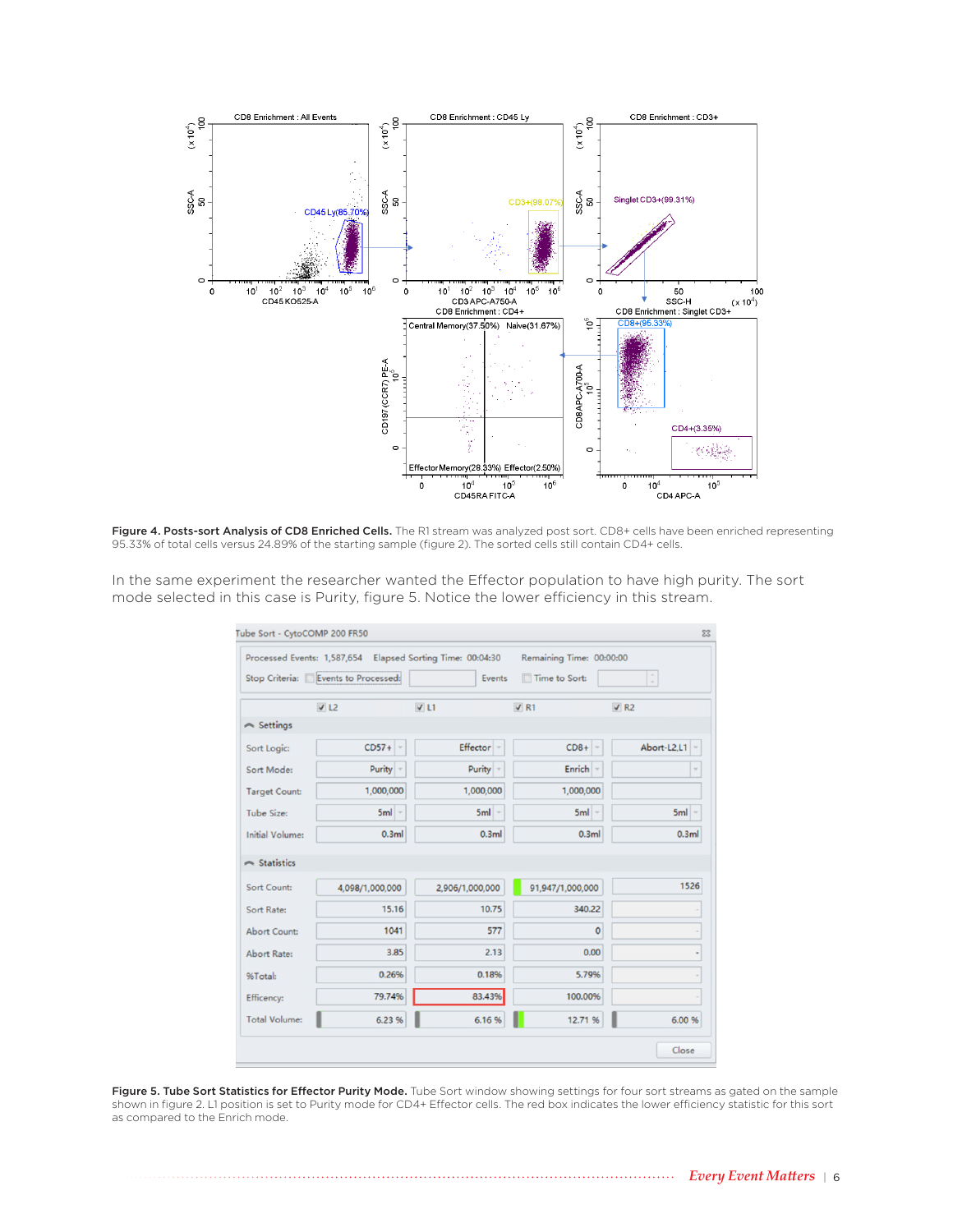**Figure 4. Posts-sort Analysis of CD8 Enriched Cells.** The R1 stream was analyzed post sort. CD8+ cells have been enriched representing 95.33% of total cells versus 24.89% of the starting sample (figure 2). The sorted cells still contain CD4+ cells.

In the same experiment the researcher wanted the Effector population to have high purity. The sort mode selected in this case is Purity, figure 5. Notice the lower efficiency in this stream.

Tube Sort - CytoCOMP 200 FR50

Processed Events: 1,587,654 Elapsed Sorting Time: 00:04:30 Remaining Time: 00:00:00

Stop Criteria: Events to Processed: Events Time to Sort:

| | L2 | L1 | R1 | R2 |
|---|---|---|---|---|
| **Settings** | | | | |
| Sort Logic: | CD57+ | Effector | CD8+ | Abort-L2,L1 |
| Sort Mode: | Purity | Purity | Enrich | |
| Target Count: | 1,000,000 | 1,000,000 | 1,000,000 | |
| Tube Size: | 5ml | 5ml | 5ml | 5ml |
| Initial Volume: | 0.3ml | 0.3ml | 0.3ml | 0.3ml |
| **Statistics** | | | | |
| Sort Count: | 4,098/1,000,000 | 2,906/1,000,000 | 91,947/1,000,000 | 1526 |
| Sort Rate: | 15.16 | 10.75 | 340.22 | |
| Abort Count: | 1041 | 577 | 0 | |
| Abort Rate: | 3.85 | 2.13 | 0.00 | |
| %Total: | 0.26% | 0.18% | 5.79% | |
| Efficency: | 79.74% | 83.43% | 100.00% | |
| Total Volume: | 6.23 % | 6.16 % | 12.71 % | 6.00 % |

**Figure 5. Tube Sort Statistics for Effector Purity Mode.** Tube Sort window showing settings for four sort streams as gated on the sample shown in figure 2. L1 position is set to Purity mode for CD4+ Effector cells. The red box indicates the lower efficiency statistic for this sort as compared to the Enrich mode.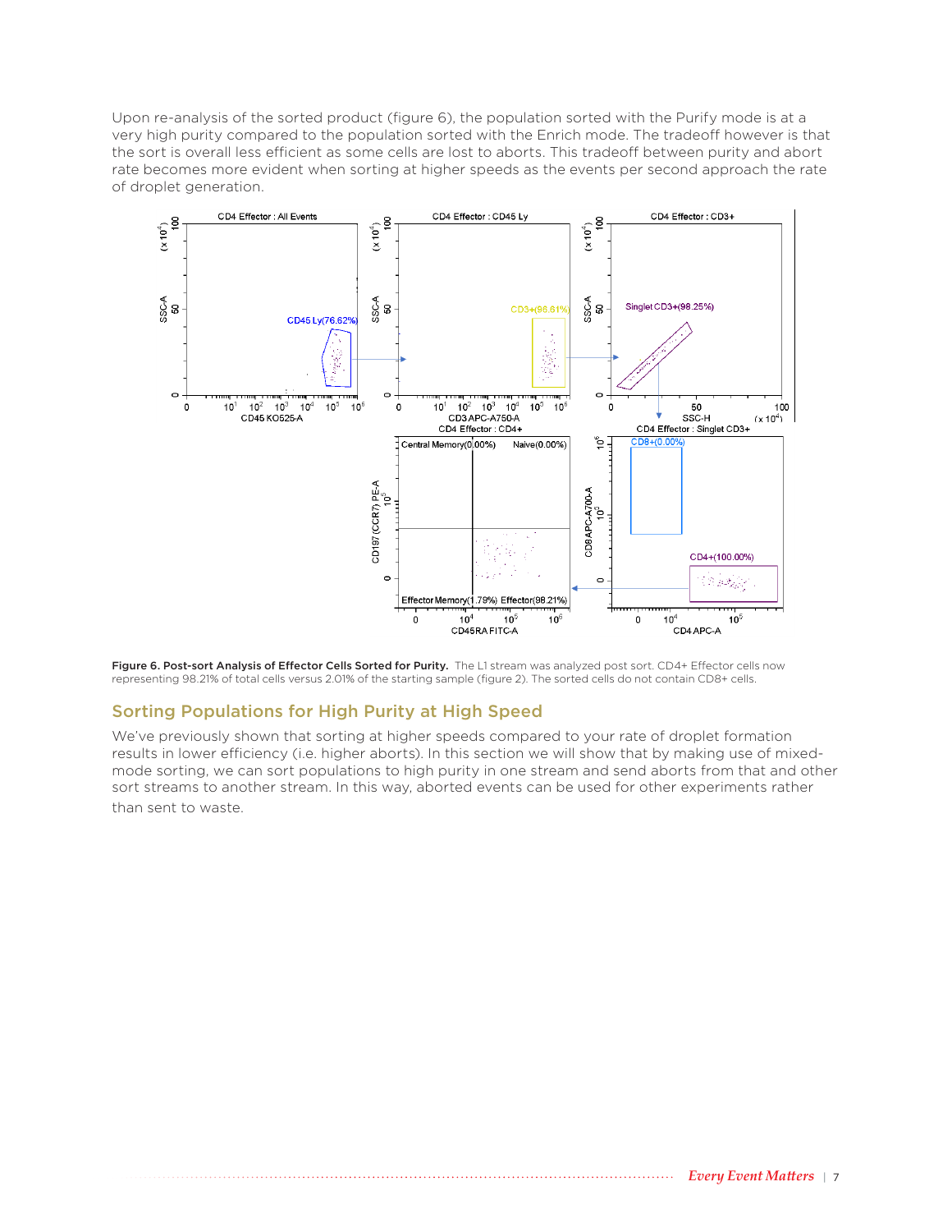Upon re-analysis of the sorted product (figure 6), the population sorted with the Purify mode is at a very high purity compared to the population sorted with the Enrich mode. The tradeoff however is that the sort is overall less efficient as some cells are lost to aborts. This tradeoff between purity and abort rate becomes more evident when sorting at higher speeds as the events per second approach the rate of droplet generation.

**Figure 6. Post-sort Analysis of Effector Cells Sorted for Purity.** The L1 stream was analyzed post sort. CD4+ Effector cells now representing 98.21% of total cells versus 2.01% of the starting sample (figure 2). The sorted cells do not contain CD8+ cells.

## Sorting Populations for High Purity at High Speed

We've previously shown that sorting at higher speeds compared to your rate of droplet formation results in lower efficiency (i.e. higher aborts). In this section we will show that by making use of mixed-mode sorting, we can sort populations to high purity in one stream and send aborts from that and other sort streams to another stream. In this way, aborted events can be used for other experiments rather than sent to waste.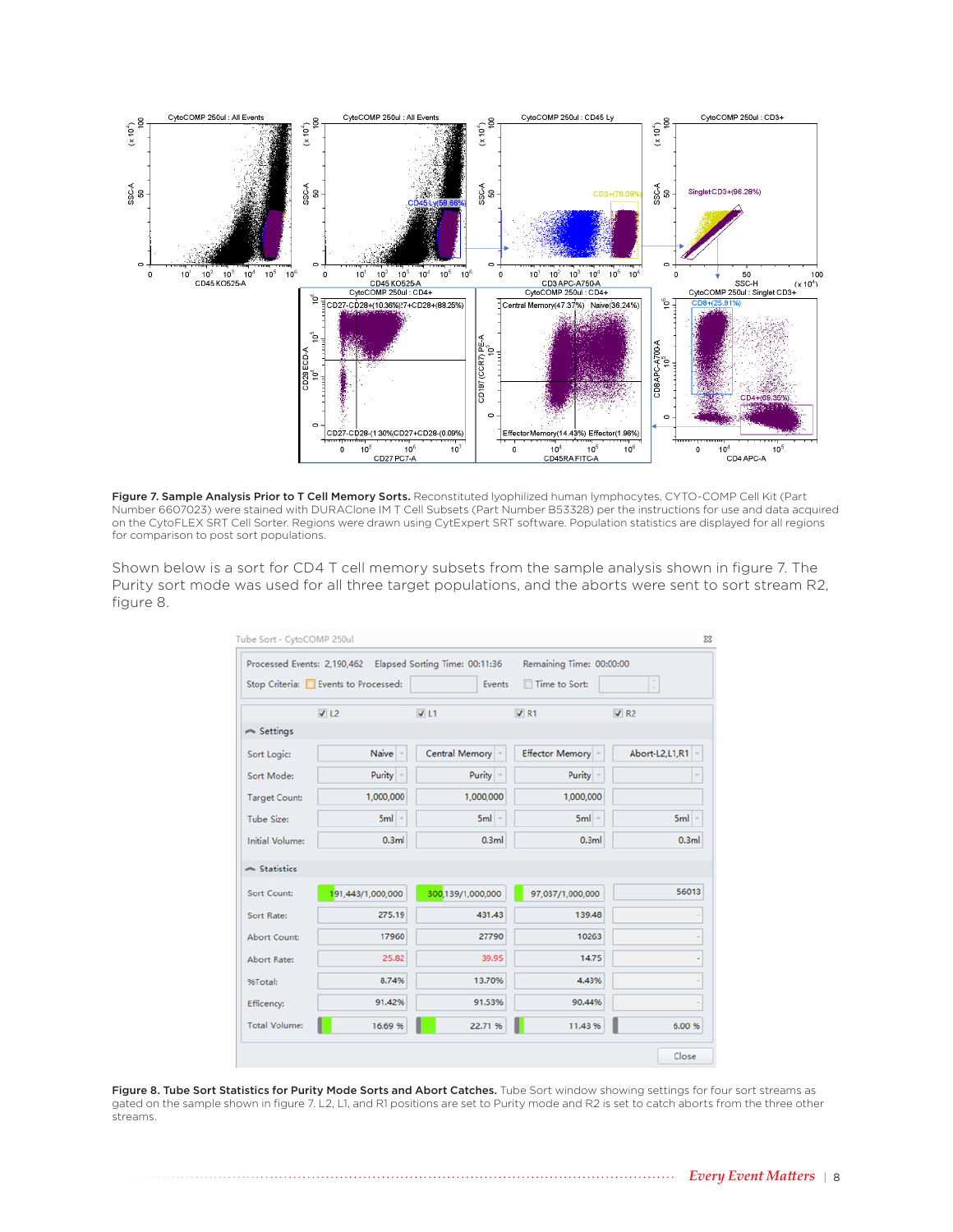**Figure 7. Sample Analysis Prior to T Cell Memory Sorts.** Reconstituted lyophilized human lymphocytes, CYTO-COMP Cell Kit (Part Number 6607023) were stained with DURAClone IM T Cell Subsets (Part Number B53328) per the instructions for use and data acquired on the CytoFLEX SRT Cell Sorter. Regions were drawn using CytExpert SRT software. Population statistics are displayed for all regions for comparison to post sort populations.

Shown below is a sort for CD4 T cell memory subsets from the sample analysis shown in figure 7. The Purity sort mode was used for all three target populations, and the aborts were sent to sort stream R2, figure 8.

Tube Sort - CytoCOMP 250ul

Processed Events: 2,190,462  Elapsed Sorting Time: 00:11:36  Remaining Time: 00:00:00

Stop Criteria: Events to Processed: Events  Time to Sort:

| | L2 | L1 | R1 | R2 |
|---|---|---|---|---|
| **Settings** | | | | |
| Sort Logic: | Naive | Central Memory | Effector Memory | Abort-L2,L1,R1 |
| Sort Mode: | Purity | Purity | Purity | |
| Target Count: | 1,000,000 | 1,000,000 | 1,000,000 | |
| Tube Size: | 5ml | 5ml | 5ml | 5ml |
| Initial Volume: | 0.3ml | 0.3ml | 0.3ml | 0.3ml |
| **Statistics** | | | | |
| Sort Count: | 191,443/1,000,000 | 300,139/1,000,000 | 97,037/1,000,000 | 56013 |
| Sort Rate: | 275.19 | 431.43 | 139.48 | - |
| Abort Count: | 17960 | 27790 | 10263 | - |
| Abort Rate: | 25.82 | 39.95 | 14.75 | - |
| %Total: | 8.74% | 13.70% | 4.43% | - |
| Efficency: | 91.42% | 91.53% | 90.44% | - |
| Total Volume: | 16.69 % | 22.71 % | 11.43 % | 6.00 % |

**Figure 8. Tube Sort Statistics for Purity Mode Sorts and Abort Catches.** Tube Sort window showing settings for four sort streams as gated on the sample shown in figure 7. L2, L1, and R1 positions are set to Purity mode and R2 is set to catch aborts from the three other streams.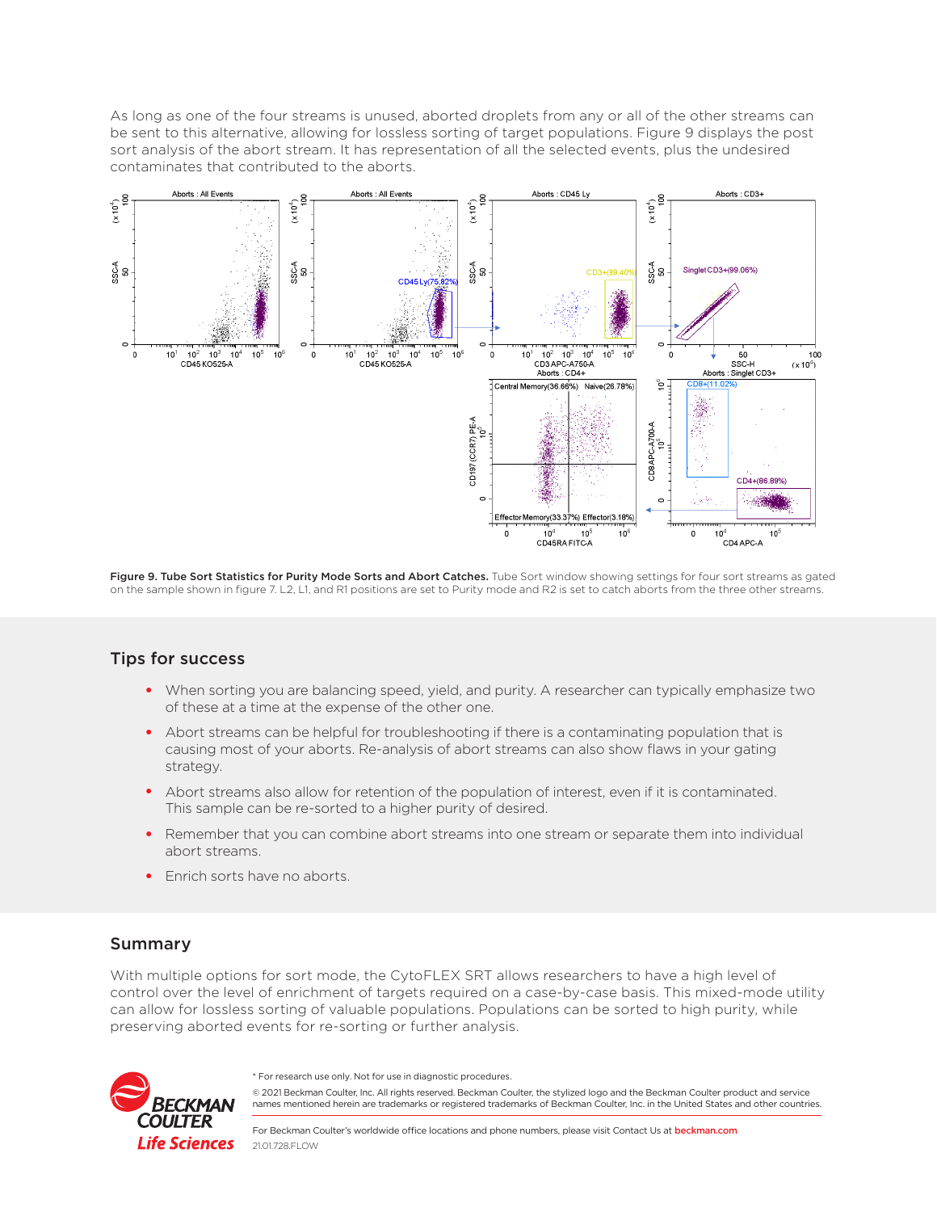As long as one of the four streams is unused, aborted droplets from any or all of the other streams can be sent to this alternative, allowing for lossless sorting of target populations. Figure 9 displays the post sort analysis of the abort stream. It has representation of all the selected events, plus the undesired contaminates that contributed to the aborts.

Aborts : All Events

Aborts : All Events

Aborts : CD45 Ly

Aborts : CD3+

CD45 Ly(75.82%)

CD3+(89.40%)

Singlet CD3+(99.06%)

SSC-A

CD45 KO525-A

CD3 APC-A750-A

SSC-H

Aborts : CD4+

Aborts : Singlet CD3+

Central Memory(36.66%)

Naive(26.78%)

Effector Memory(33.37%)

Effector(3.18%)

CD197 (CCR7) PE-A

CD45RA FITC-A

CD8+(11.02%)

CD4+(86.89%)

CD8APC-A700-A

CD4 APC-A

**Figure 9. Tube Sort Statistics for Purity Mode Sorts and Abort Catches.** Tube Sort window showing settings for four sort streams as gated on the sample shown in figure 7. L2, L1, and R1 positions are set to Purity mode and R2 is set to catch aborts from the three other streams.

## Tips for success

- When sorting you are balancing speed, yield, and purity. A researcher can typically emphasize two of these at a time at the expense of the other one.
- Abort streams can be helpful for troubleshooting if there is a contaminating population that is causing most of your aborts. Re-analysis of abort streams can also show flaws in your gating strategy.
- Abort streams also allow for retention of the population of interest, even if it is contaminated. This sample can be re-sorted to a higher purity of desired.
- Remember that you can combine abort streams into one stream or separate them into individual abort streams.
- Enrich sorts have no aborts.

## Summary

With multiple options for sort mode, the CytoFLEX SRT allows researchers to have a high level of control over the level of enrichment of targets required on a case-by-case basis. This mixed-mode utility can allow for lossless sorting of valuable populations. Populations can be sorted to high purity, while preserving aborted events for re-sorting or further analysis.

\* For research use only. Not for use in diagnostic procedures.

© 2021 Beckman Coulter, Inc. All rights reserved. Beckman Coulter, the stylized logo and the Beckman Coulter product and service names mentioned herein are trademarks or registered trademarks of Beckman Coulter, Inc. in the United States and other countries.

For Beckman Coulter's worldwide office locations and phone numbers, please visit Contact Us at beckman.com

21.01.728.FLOW